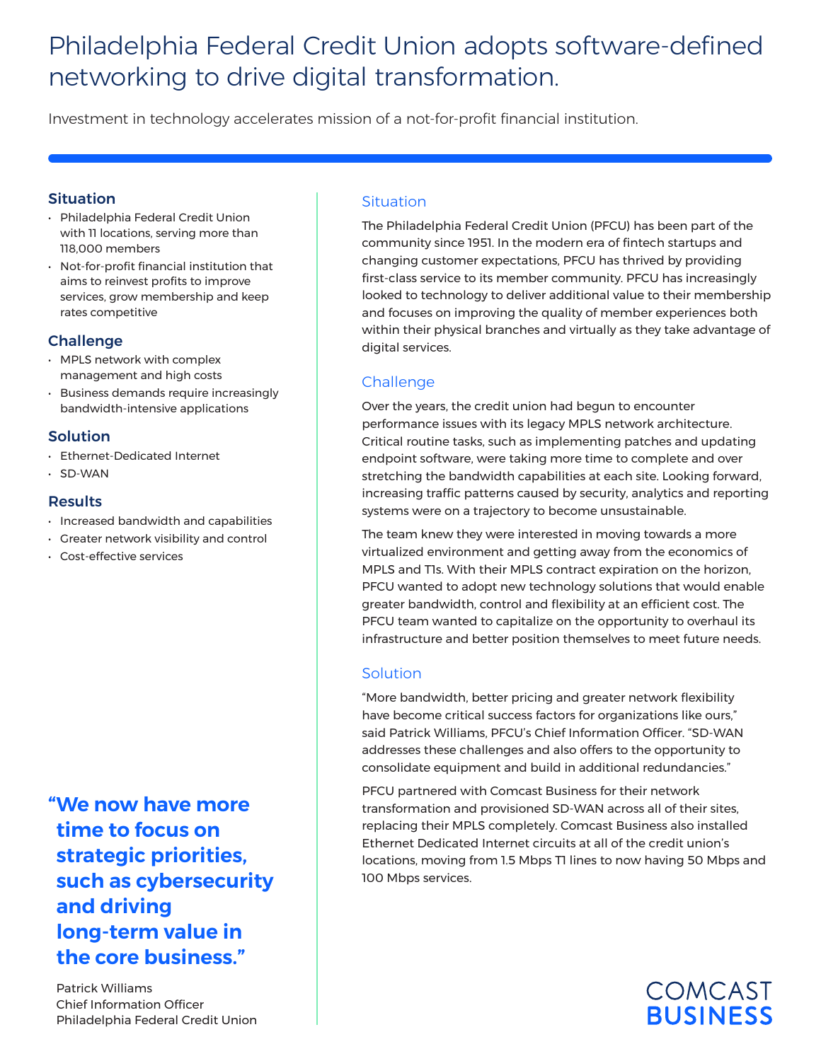# Philadelphia Federal Credit Union adopts software-defined networking to drive digital transformation.

Investment in technology accelerates mission of a not-for-profit financial institution.

### Situation

- Philadelphia Federal Credit Union with 11 locations, serving more than 118,000 members
- Not-for-profit financial institution that aims to reinvest profits to improve services, grow membership and keep rates competitive

### Challenge

- MPLS network with complex management and high costs
- Business demands require increasingly bandwidth-intensive applications

### Solution

- Ethernet-Dedicated Internet
- SD-WAN

### Results

- Increased bandwidth and capabilities
- Greater network visibility and control
- Cost-effective services

**"We now have more time to focus on strategic priorities, such as cybersecurity and driving long-term value in the core business."**

Patrick Williams
Chief Information Officer
Philadelphia Federal Credit Union

## Situation

The Philadelphia Federal Credit Union (PFCU) has been part of the community since 1951. In the modern era of fintech startups and changing customer expectations, PFCU has thrived by providing first-class service to its member community. PFCU has increasingly looked to technology to deliver additional value to their membership and focuses on improving the quality of member experiences both within their physical branches and virtually as they take advantage of digital services.

## Challenge

Over the years, the credit union had begun to encounter performance issues with its legacy MPLS network architecture. Critical routine tasks, such as implementing patches and updating endpoint software, were taking more time to complete and over stretching the bandwidth capabilities at each site. Looking forward, increasing traffic patterns caused by security, analytics and reporting systems were on a trajectory to become unsustainable.

The team knew they were interested in moving towards a more virtualized environment and getting away from the economics of MPLS and T1s. With their MPLS contract expiration on the horizon, PFCU wanted to adopt new technology solutions that would enable greater bandwidth, control and flexibility at an efficient cost. The PFCU team wanted to capitalize on the opportunity to overhaul its infrastructure and better position themselves to meet future needs.

## Solution

"More bandwidth, better pricing and greater network flexibility have become critical success factors for organizations like ours," said Patrick Williams, PFCU's Chief Information Officer. "SD-WAN addresses these challenges and also offers to the opportunity to consolidate equipment and build in additional redundancies."

PFCU partnered with Comcast Business for their network transformation and provisioned SD-WAN across all of their sites, replacing their MPLS completely. Comcast Business also installed Ethernet Dedicated Internet circuits at all of the credit union's locations, moving from 1.5 Mbps T1 lines to now having 50 Mbps and 100 Mbps services.

COMCAST BUSINESS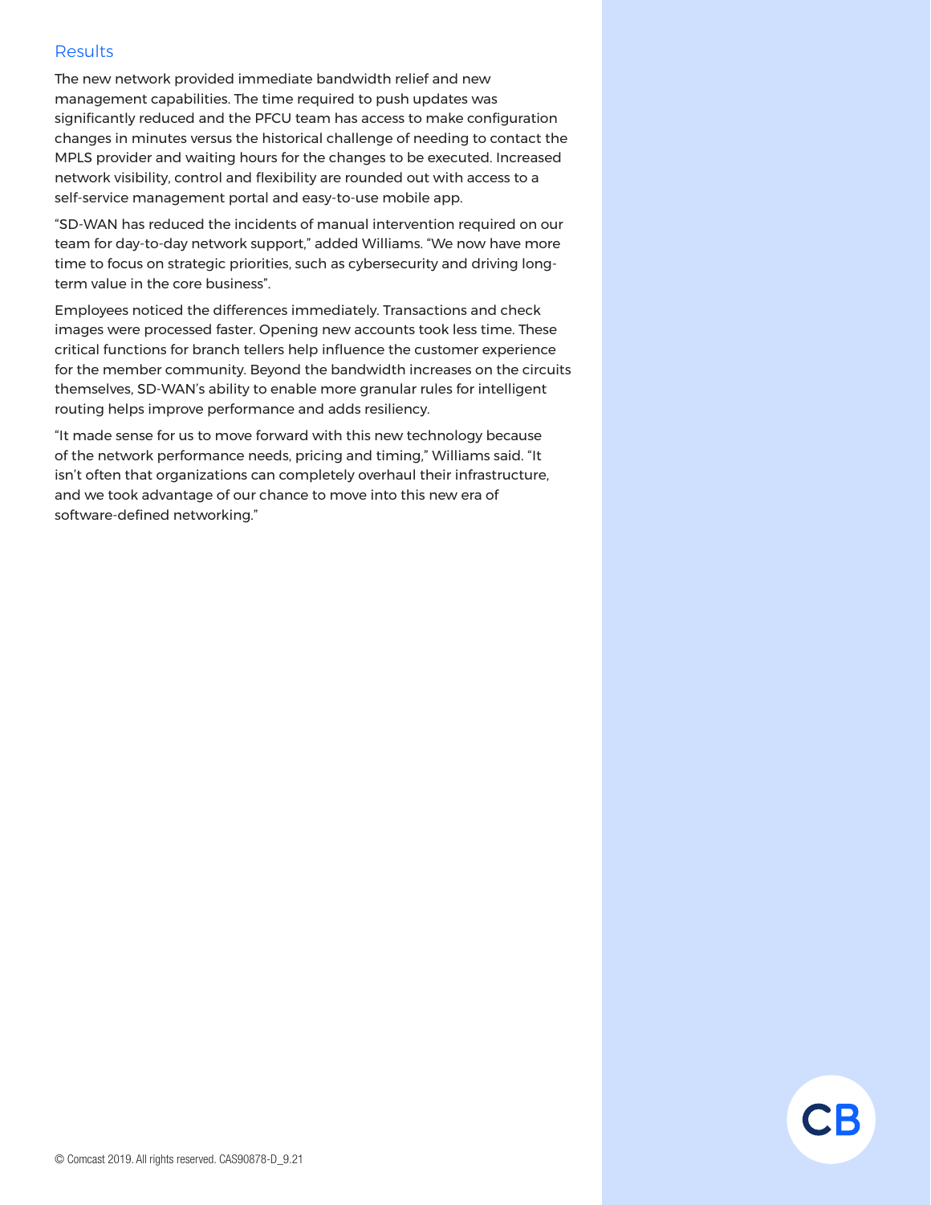## Results

The new network provided immediate bandwidth relief and new management capabilities. The time required to push updates was significantly reduced and the PFCU team has access to make configuration changes in minutes versus the historical challenge of needing to contact the MPLS provider and waiting hours for the changes to be executed. Increased network visibility, control and flexibility are rounded out with access to a self-service management portal and easy-to-use mobile app.

"SD-WAN has reduced the incidents of manual intervention required on our team for day-to-day network support," added Williams. "We now have more time to focus on strategic priorities, such as cybersecurity and driving long-term value in the core business".

Employees noticed the differences immediately. Transactions and check images were processed faster. Opening new accounts took less time. These critical functions for branch tellers help influence the customer experience for the member community. Beyond the bandwidth increases on the circuits themselves, SD-WAN's ability to enable more granular rules for intelligent routing helps improve performance and adds resiliency.

"It made sense for us to move forward with this new technology because of the network performance needs, pricing and timing," Williams said. "It isn't often that organizations can completely overhaul their infrastructure, and we took advantage of our chance to move into this new era of software-defined networking."

© Comcast 2019. All rights reserved. CAS90878-D_9.21